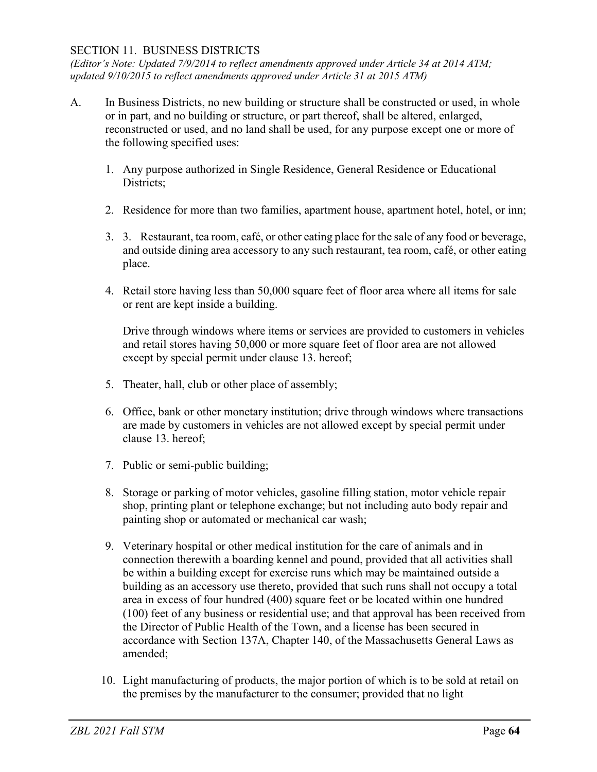## SECTION 11. BUSINESS DISTRICTS

*(Editor's Note: Updated 7/9/2014 to reflect amendments approved under Article 34 at 2014 ATM; updated 9/10/2015 to reflect amendments approved under Article 31 at 2015 ATM)*

A. In Business Districts, no new building or structure shall be constructed or used, in whole or in part, and no building or structure, or part thereof, shall be altered, enlarged, reconstructed or used, and no land shall be used, for any purpose except one or more of the following specified uses:

1. Any purpose authorized in Single Residence, General Residence or Educational Districts;

2. Residence for more than two families, apartment house, apartment hotel, hotel, or inn;

3. 3. Restaurant, tea room, café, or other eating place for the sale of any food or beverage, and outside dining area accessory to any such restaurant, tea room, café, or other eating place.

4. Retail store having less than 50,000 square feet of floor area where all items for sale or rent are kept inside a building.

   Drive through windows where items or services are provided to customers in vehicles and retail stores having 50,000 or more square feet of floor area are not allowed except by special permit under clause 13. hereof;

5. Theater, hall, club or other place of assembly;

6. Office, bank or other monetary institution; drive through windows where transactions are made by customers in vehicles are not allowed except by special permit under clause 13. hereof;

7. Public or semi-public building;

8. Storage or parking of motor vehicles, gasoline filling station, motor vehicle repair shop, printing plant or telephone exchange; but not including auto body repair and painting shop or automated or mechanical car wash;

9. Veterinary hospital or other medical institution for the care of animals and in connection therewith a boarding kennel and pound, provided that all activities shall be within a building except for exercise runs which may be maintained outside a building as an accessory use thereto, provided that such runs shall not occupy a total area in excess of four hundred (400) square feet or be located within one hundred (100) feet of any business or residential use; and that approval has been received from the Director of Public Health of the Town, and a license has been secured in accordance with Section 137A, Chapter 140, of the Massachusetts General Laws as amended;

10. Light manufacturing of products, the major portion of which is to be sold at retail on the premises by the manufacturer to the consumer; provided that no light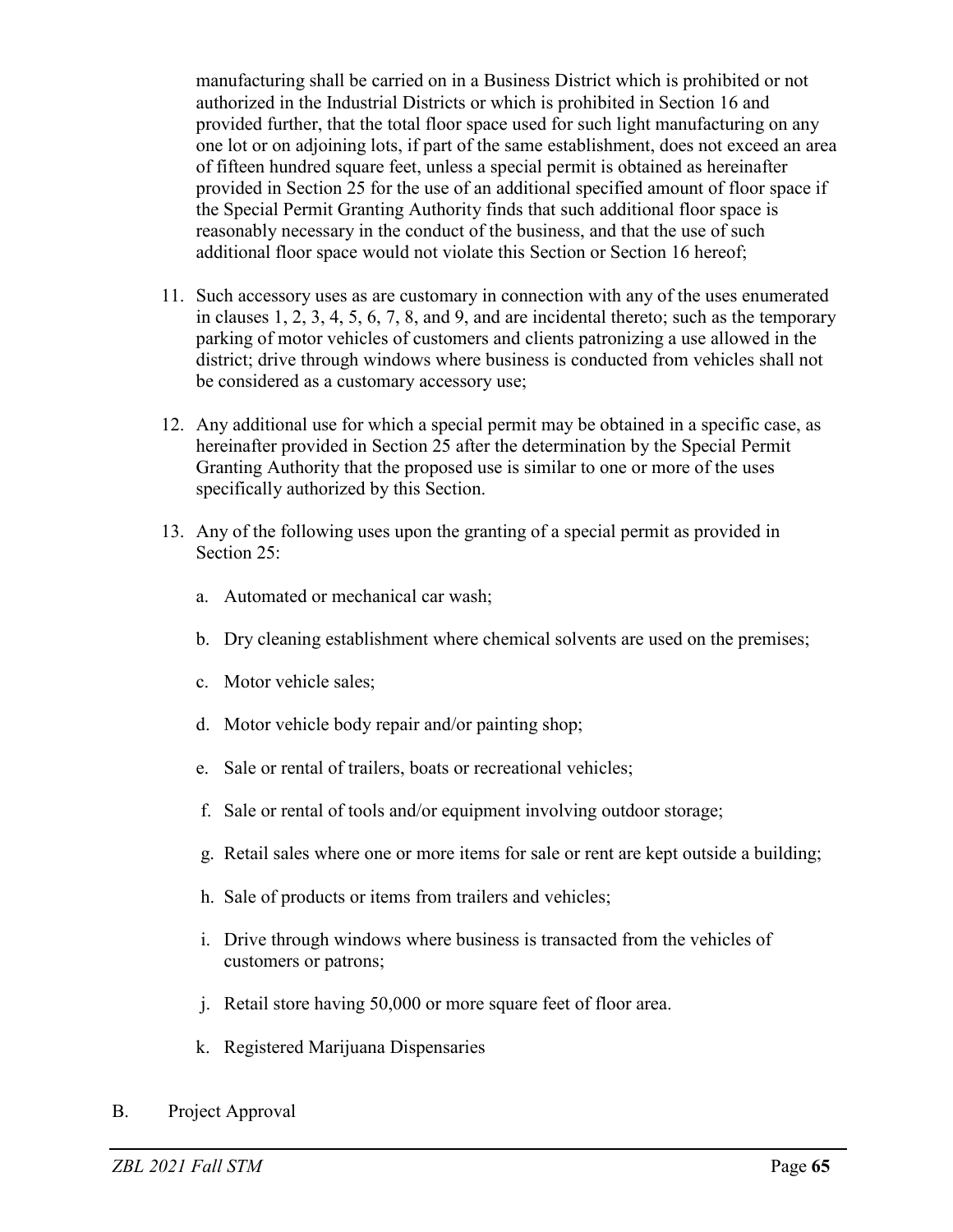manufacturing shall be carried on in a Business District which is prohibited or not authorized in the Industrial Districts or which is prohibited in Section 16 and provided further, that the total floor space used for such light manufacturing on any one lot or on adjoining lots, if part of the same establishment, does not exceed an area of fifteen hundred square feet, unless a special permit is obtained as hereinafter provided in Section 25 for the use of an additional specified amount of floor space if the Special Permit Granting Authority finds that such additional floor space is reasonably necessary in the conduct of the business, and that the use of such additional floor space would not violate this Section or Section 16 hereof;

11. Such accessory uses as are customary in connection with any of the uses enumerated in clauses 1, 2, 3, 4, 5, 6, 7, 8, and 9, and are incidental thereto; such as the temporary parking of motor vehicles of customers and clients patronizing a use allowed in the district; drive through windows where business is conducted from vehicles shall not be considered as a customary accessory use;

12. Any additional use for which a special permit may be obtained in a specific case, as hereinafter provided in Section 25 after the determination by the Special Permit Granting Authority that the proposed use is similar to one or more of the uses specifically authorized by this Section.

13. Any of the following uses upon the granting of a special permit as provided in Section 25:

    a. Automated or mechanical car wash;

    b. Dry cleaning establishment where chemical solvents are used on the premises;

    c. Motor vehicle sales;

    d. Motor vehicle body repair and/or painting shop;

    e. Sale or rental of trailers, boats or recreational vehicles;

    f. Sale or rental of tools and/or equipment involving outdoor storage;

    g. Retail sales where one or more items for sale or rent are kept outside a building;

    h. Sale of products or items from trailers and vehicles;

    i. Drive through windows where business is transacted from the vehicles of customers or patrons;

    j. Retail store having 50,000 or more square feet of floor area.

    k. Registered Marijuana Dispensaries

B. Project Approval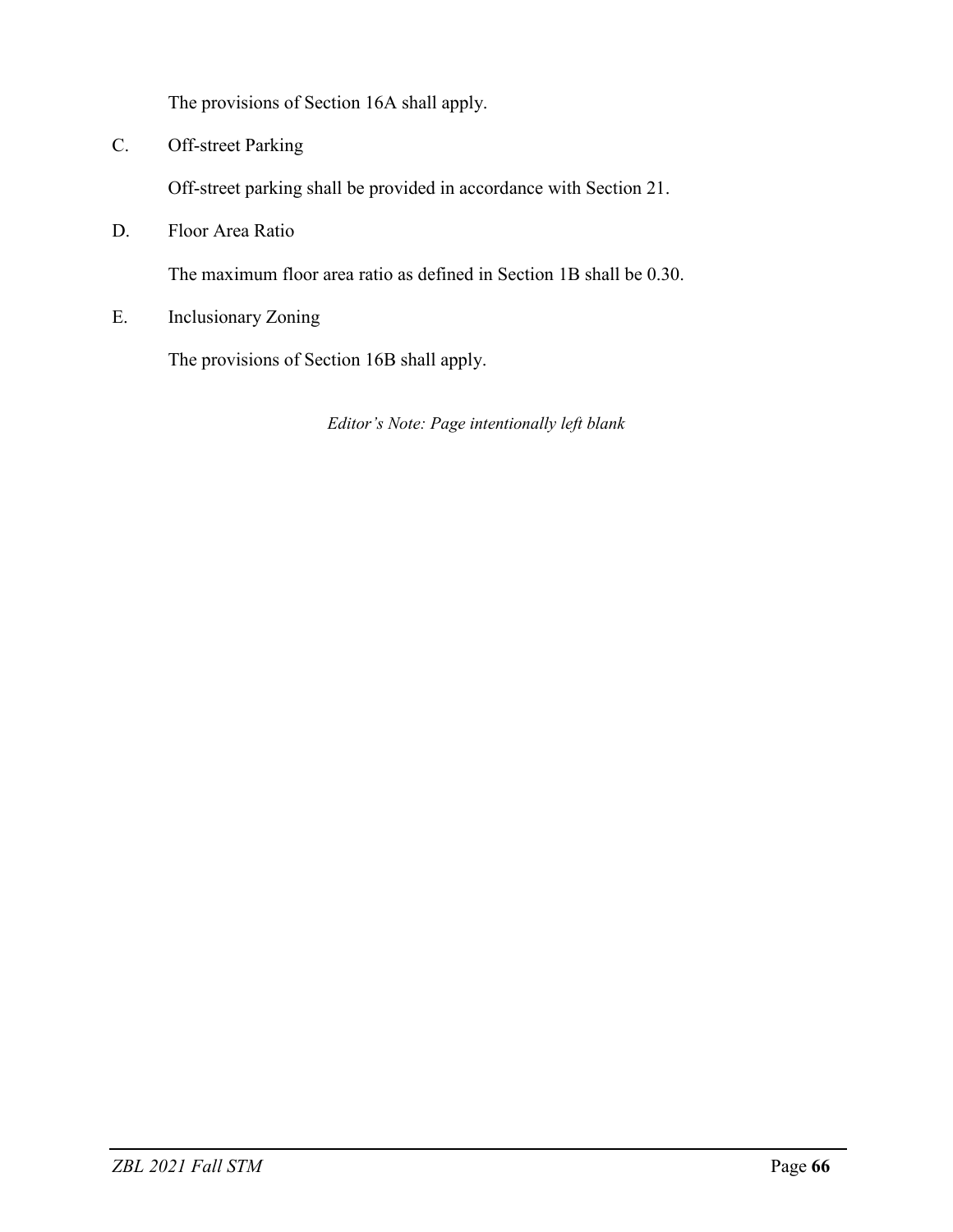The provisions of Section 16A shall apply.

C. Off-street Parking

Off-street parking shall be provided in accordance with Section 21.

D. Floor Area Ratio

The maximum floor area ratio as defined in Section 1B shall be 0.30.

E. Inclusionary Zoning

The provisions of Section 16B shall apply.

*Editor's Note: Page intentionally left blank*